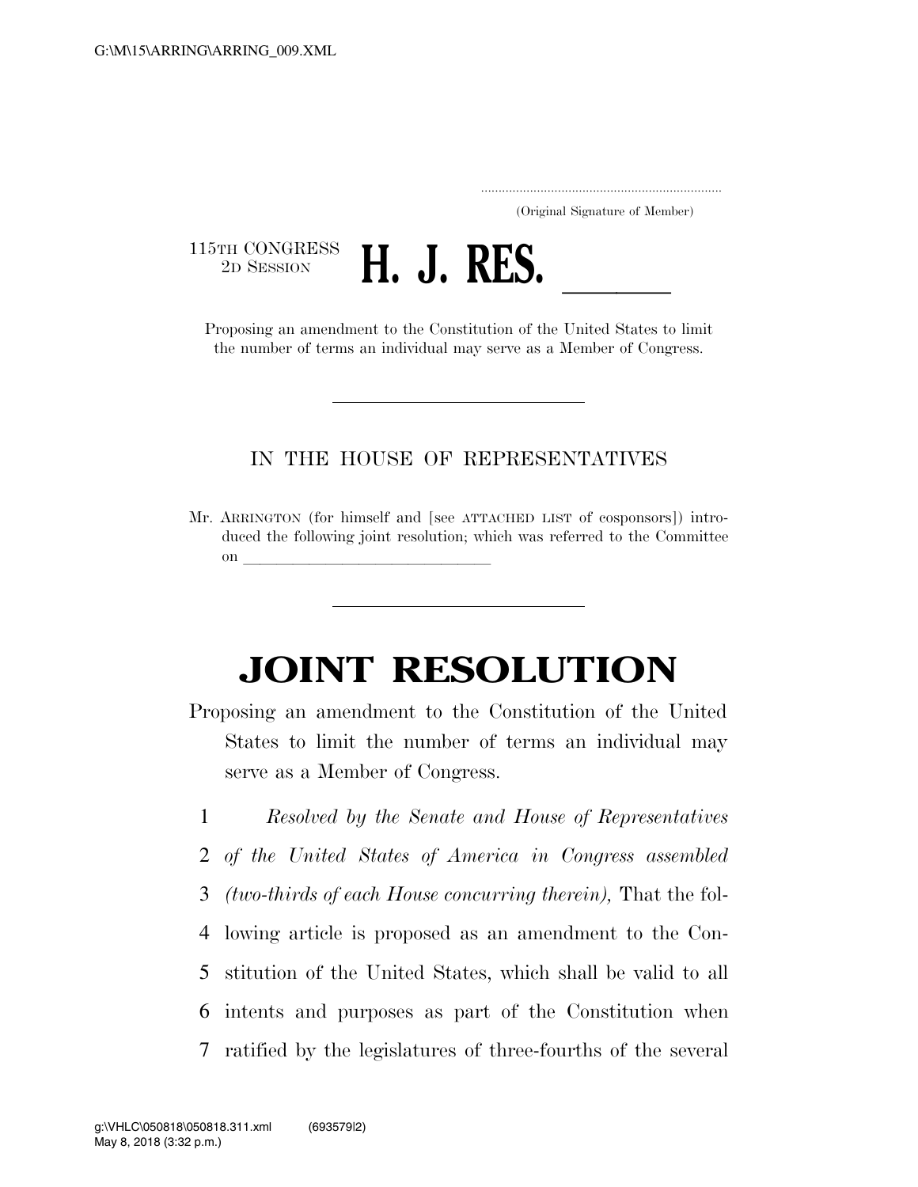(Original Signature of Member)

115TH CONGRESS
2D SESSION

# H. J. RES. \_\_\_\_\_

Proposing an amendment to the Constitution of the United States to limit the number of terms an individual may serve as a Member of Congress.

IN THE HOUSE OF REPRESENTATIVES

Mr. ARRINGTON (for himself and [see ATTACHED LIST of cosponsors]) introduced the following joint resolution; which was referred to the Committee on \_\_\_\_\_\_\_\_\_\_\_\_\_\_\_\_\_\_\_\_\_\_\_\_\_\_\_\_\_\_

# JOINT RESOLUTION

Proposing an amendment to the Constitution of the United States to limit the number of terms an individual may serve as a Member of Congress.

1 *Resolved by the Senate and House of Representatives*
2 *of the United States of America in Congress assembled*
3 *(two-thirds of each House concurring therein),* That the fol-
4 lowing article is proposed as an amendment to the Con-
5 stitution of the United States, which shall be valid to all
6 intents and purposes as part of the Constitution when
7 ratified by the legislatures of three-fourths of the several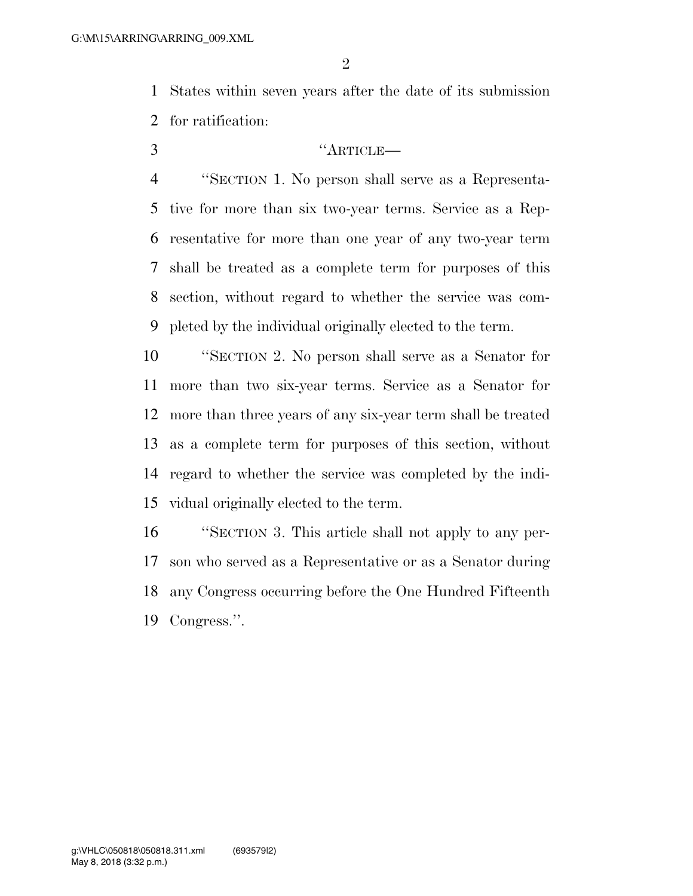States within seven years after the date of its submission for ratification:

"ARTICLE—

"SECTION 1. No person shall serve as a Representative for more than six two-year terms. Service as a Representative for more than one year of any two-year term shall be treated as a complete term for purposes of this section, without regard to whether the service was completed by the individual originally elected to the term.

"SECTION 2. No person shall serve as a Senator for more than two six-year terms. Service as a Senator for more than three years of any six-year term shall be treated as a complete term for purposes of this section, without regard to whether the service was completed by the individual originally elected to the term.

"SECTION 3. This article shall not apply to any person who served as a Representative or as a Senator during any Congress occurring before the One Hundred Fifteenth Congress.".